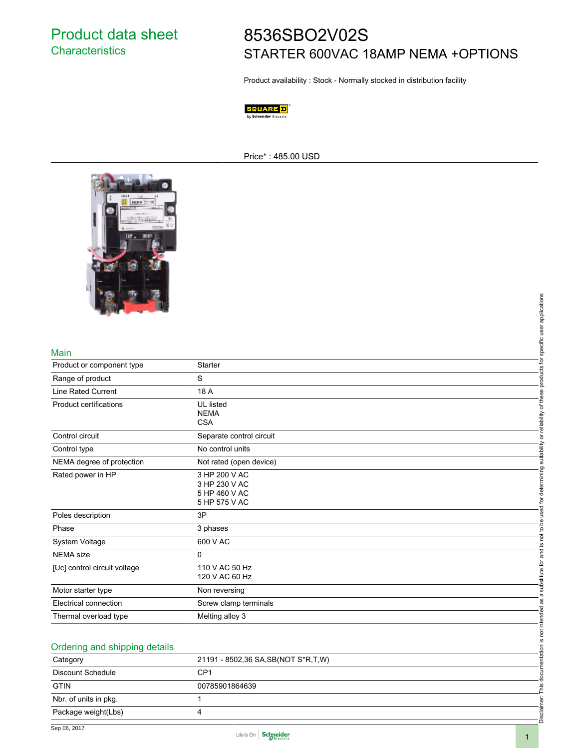# Product data sheet
## Characteristics

# 8536SBO2V02S
## STARTER 600VAC 18AMP NEMA +OPTIONS

Product availability : Stock - Normally stocked in distribution facility

Price* : 485.00 USD

## Main

| | |
|---|---|
| Product or component type | Starter |
| Range of product | S |
| Line Rated Current | 18 A |
| Product certifications | UL listed<br>NEMA<br>CSA |
| Control circuit | Separate control circuit |
| Control type | No control units |
| NEMA degree of protection | Not rated (open device) |
| Rated power in HP | 3 HP 200 V AC<br>3 HP 230 V AC<br>5 HP 460 V AC<br>5 HP 575 V AC |
| Poles description | 3P |
| Phase | 3 phases |
| System Voltage | 600 V AC |
| NEMA size | 0 |
| [Uc] control circuit voltage | 110 V AC 50 Hz<br>120 V AC 60 Hz |
| Motor starter type | Non reversing |
| Electrical connection | Screw clamp terminals |
| Thermal overload type | Melting alloy 3 |

## Ordering and shipping details

| | |
|---|---|
| Category | 21191 - 8502,36 SA,SB(NOT S*R,T,W) |
| Discount Schedule | CP1 |
| GTIN | 00785901864639 |
| Nbr. of units in pkg. | 1 |
| Package weight(Lbs) | 4 |

Disclaimer: This documentation is not intended as a substitute for and is not to be used for determining suitability or reliability of these products for specific user applications

Sep 06, 2017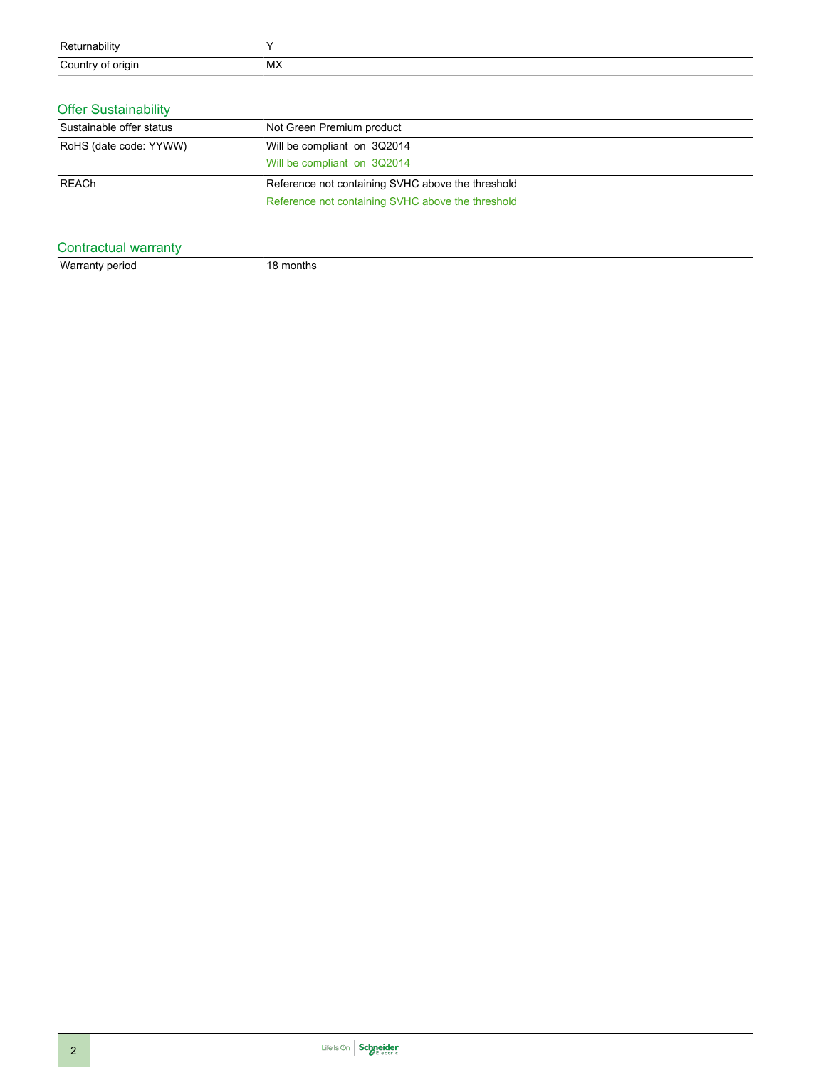| | |
|---|---|
| Returnability | Y |
| Country of origin | MX |

## Offer Sustainability

| | |
|---|---|
| Sustainable offer status | Not Green Premium product |
| RoHS (date code: YYWW) | Will be compliant on 3Q2014<br>Will be compliant on 3Q2014 |
| REACh | Reference not containing SVHC above the threshold<br>Reference not containing SVHC above the threshold |

## Contractual warranty

| | |
|---|---|
| Warranty period | 18 months |